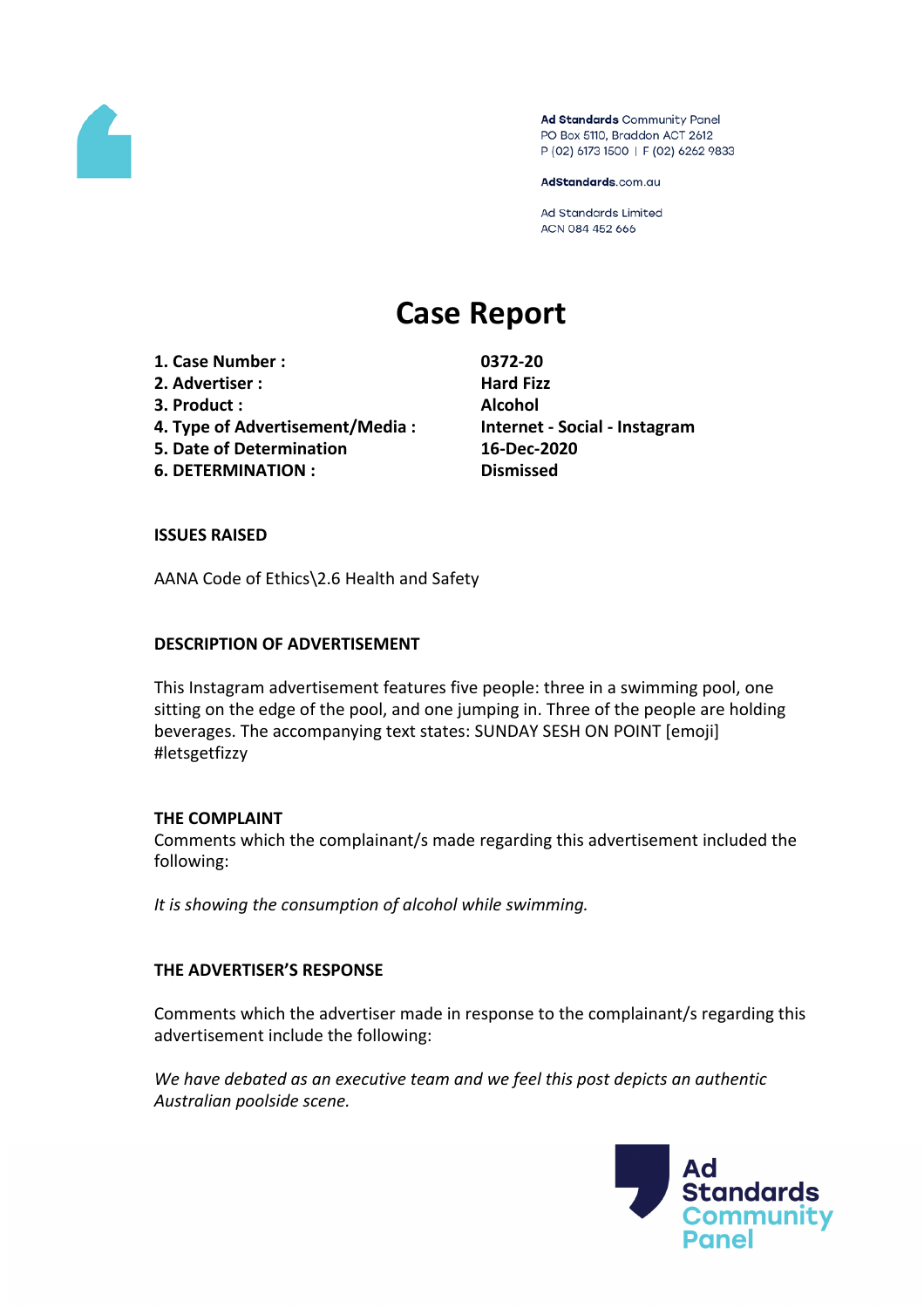Ad Standards Community Panel
PO Box 5110, Braddon ACT 2612
P (02) 6173 1500 | F (02) 6262 9833

AdStandards.com.au

Ad Standards Limited
ACN 084 452 666

# Case Report

| | |
|---|---|
| **1. Case Number :** | **0372-20** |
| **2. Advertiser :** | **Hard Fizz** |
| **3. Product :** | **Alcohol** |
| **4. Type of Advertisement/Media :** | **Internet - Social - Instagram** |
| **5. Date of Determination** | **16-Dec-2020** |
| **6. DETERMINATION :** | **Dismissed** |

**ISSUES RAISED**

AANA Code of Ethics\2.6 Health and Safety

**DESCRIPTION OF ADVERTISEMENT**

This Instagram advertisement features five people: three in a swimming pool, one sitting on the edge of the pool, and one jumping in. Three of the people are holding beverages. The accompanying text states: SUNDAY SESH ON POINT [emoji] #letsgetfizzy

**THE COMPLAINT**

Comments which the complainant/s made regarding this advertisement included the following:

*It is showing the consumption of alcohol while swimming.*

**THE ADVERTISER'S RESPONSE**

Comments which the advertiser made in response to the complainant/s regarding this advertisement include the following:

*We have debated as an executive team and we feel this post depicts an authentic Australian poolside scene.*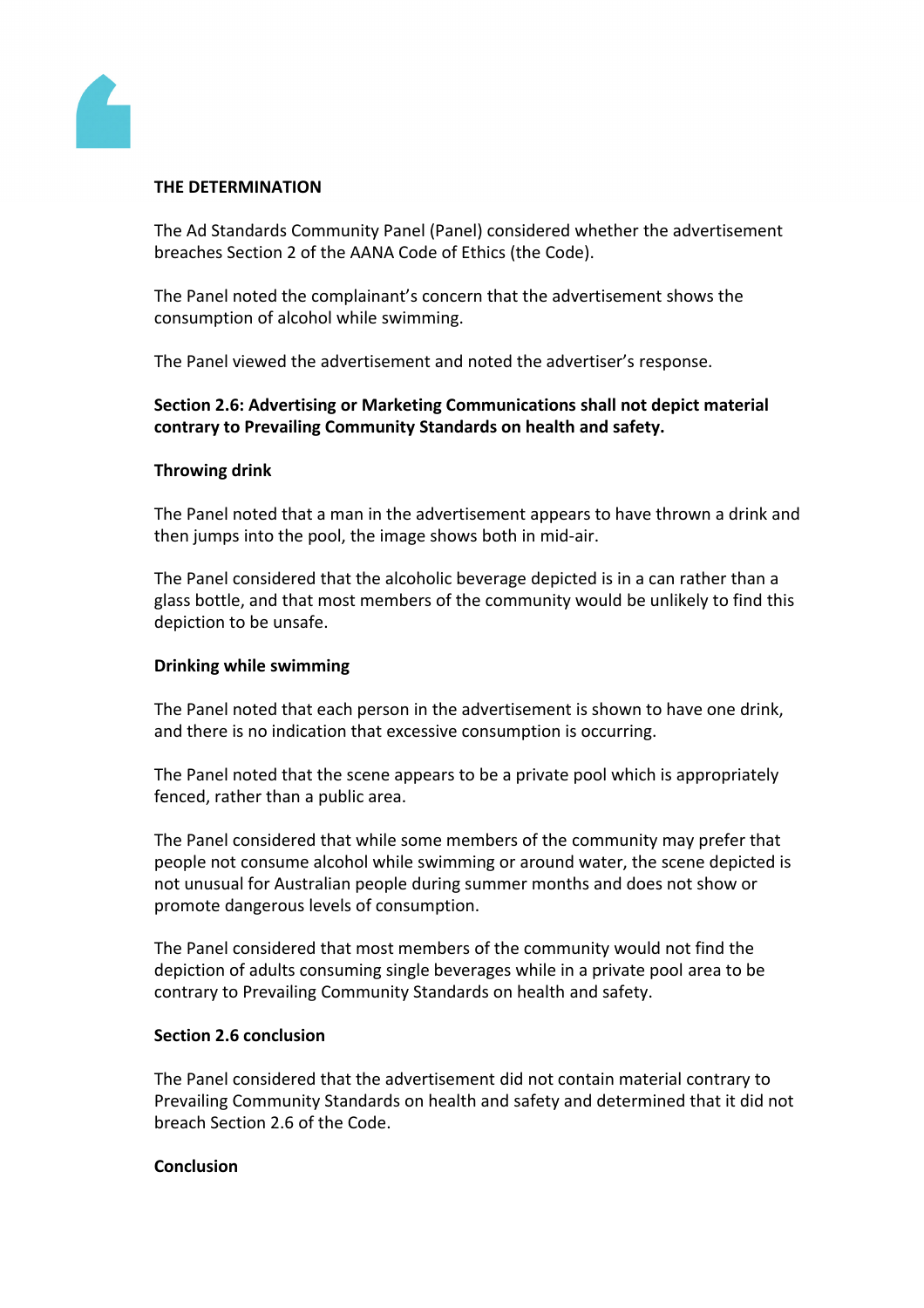## THE DETERMINATION

The Ad Standards Community Panel (Panel) considered whether the advertisement breaches Section 2 of the AANA Code of Ethics (the Code).

The Panel noted the complainant's concern that the advertisement shows the consumption of alcohol while swimming.

The Panel viewed the advertisement and noted the advertiser's response.

**Section 2.6: Advertising or Marketing Communications shall not depict material contrary to Prevailing Community Standards on health and safety.**

**Throwing drink**

The Panel noted that a man in the advertisement appears to have thrown a drink and then jumps into the pool, the image shows both in mid-air.

The Panel considered that the alcoholic beverage depicted is in a can rather than a glass bottle, and that most members of the community would be unlikely to find this depiction to be unsafe.

**Drinking while swimming**

The Panel noted that each person in the advertisement is shown to have one drink, and there is no indication that excessive consumption is occurring.

The Panel noted that the scene appears to be a private pool which is appropriately fenced, rather than a public area.

The Panel considered that while some members of the community may prefer that people not consume alcohol while swimming or around water, the scene depicted is not unusual for Australian people during summer months and does not show or promote dangerous levels of consumption.

The Panel considered that most members of the community would not find the depiction of adults consuming single beverages while in a private pool area to be contrary to Prevailing Community Standards on health and safety.

**Section 2.6 conclusion**

The Panel considered that the advertisement did not contain material contrary to Prevailing Community Standards on health and safety and determined that it did not breach Section 2.6 of the Code.

**Conclusion**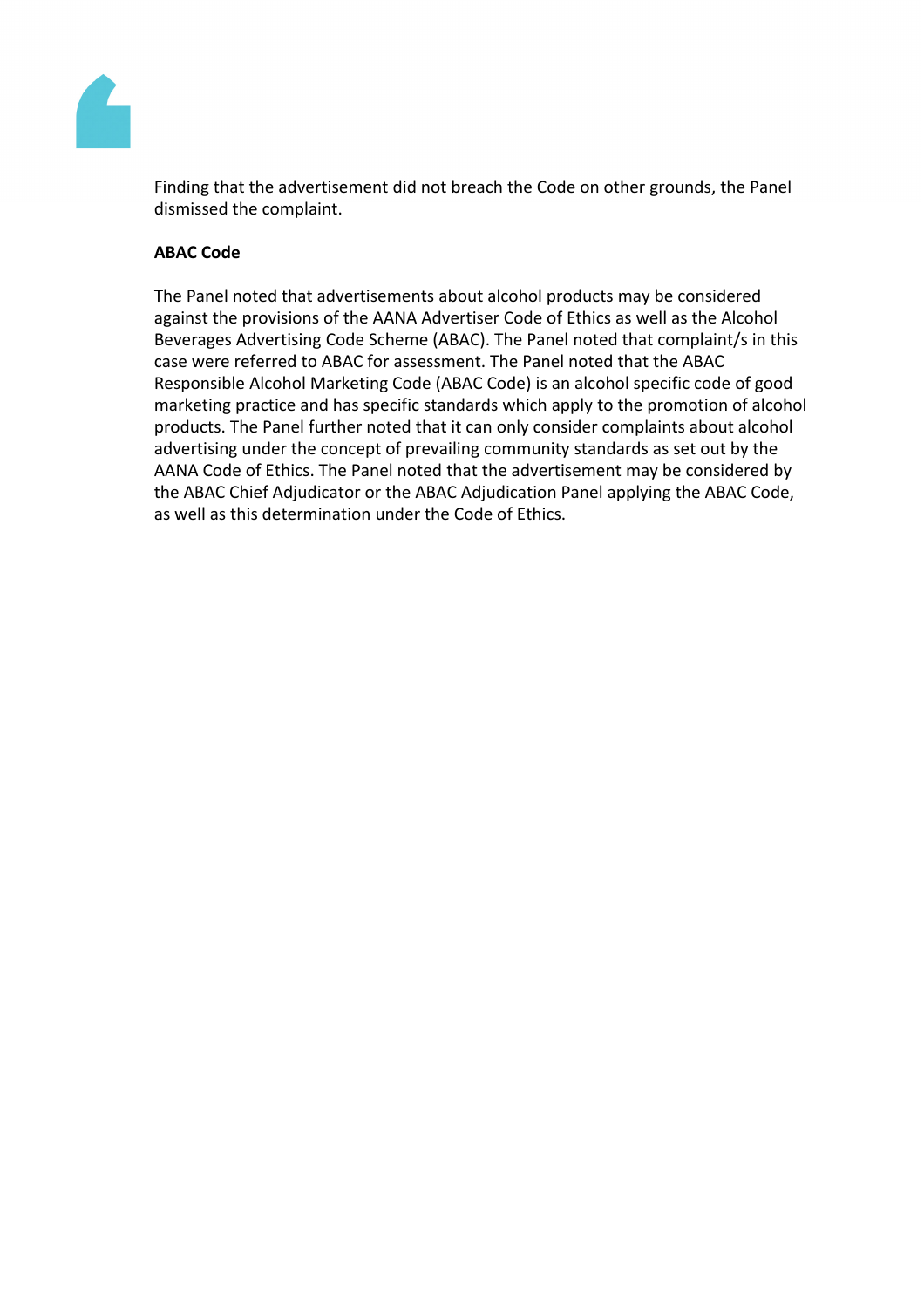Finding that the advertisement did not breach the Code on other grounds, the Panel dismissed the complaint.

**ABAC Code**

The Panel noted that advertisements about alcohol products may be considered against the provisions of the AANA Advertiser Code of Ethics as well as the Alcohol Beverages Advertising Code Scheme (ABAC). The Panel noted that complaint/s in this case were referred to ABAC for assessment. The Panel noted that the ABAC Responsible Alcohol Marketing Code (ABAC Code) is an alcohol specific code of good marketing practice and has specific standards which apply to the promotion of alcohol products. The Panel further noted that it can only consider complaints about alcohol advertising under the concept of prevailing community standards as set out by the AANA Code of Ethics. The Panel noted that the advertisement may be considered by the ABAC Chief Adjudicator or the ABAC Adjudication Panel applying the ABAC Code, as well as this determination under the Code of Ethics.